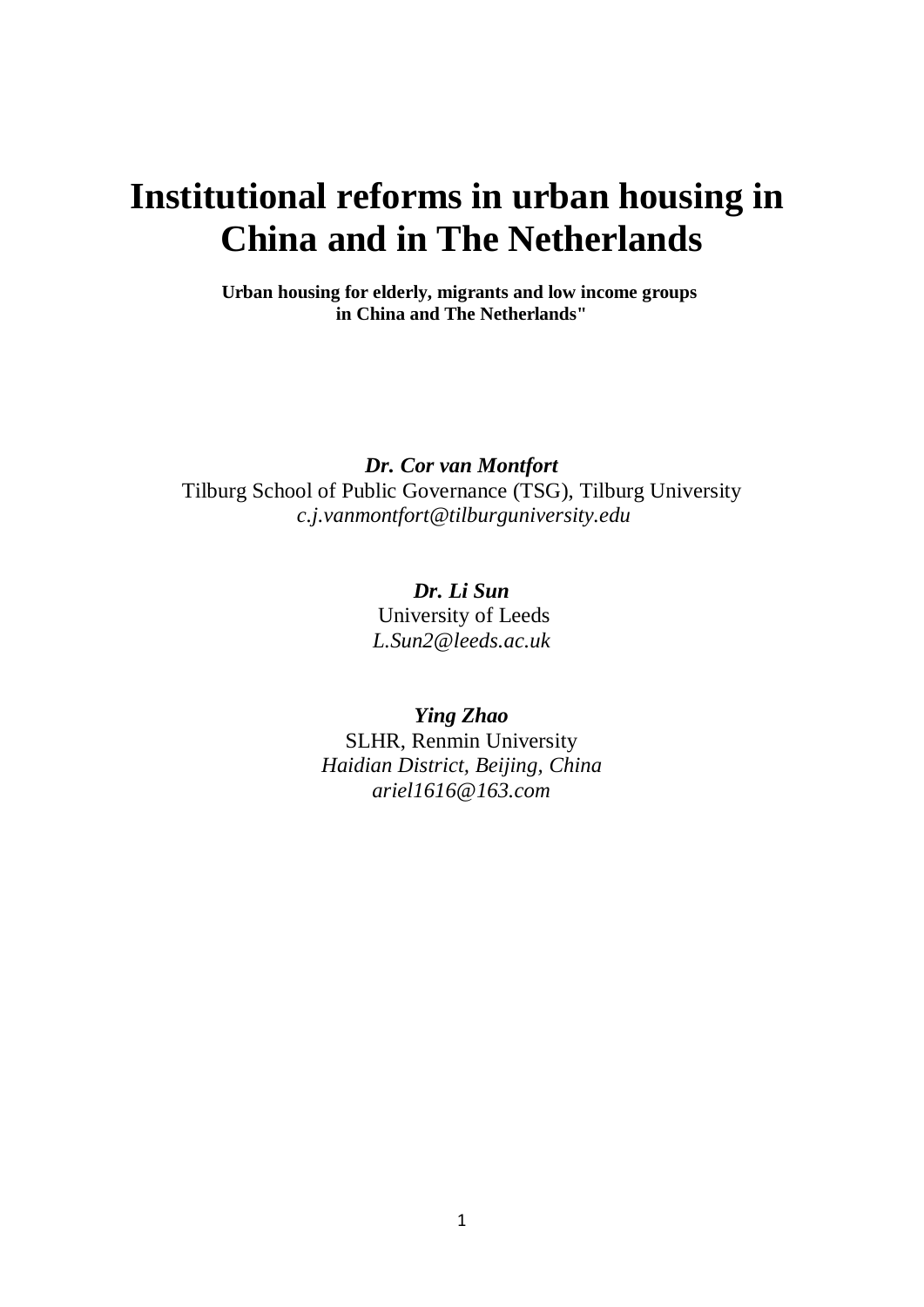# Institutional reforms in urban housing in China and in The Netherlands

**Urban housing for elderly, migrants and low income groups in China and The Netherlands"**

***Dr. Cor van Montfort***
Tilburg School of Public Governance (TSG), Tilburg University
*c.j.vanmontfort@tilburguniversity.edu*

***Dr. Li Sun***
University of Leeds
*L.Sun2@leeds.ac.uk*

***Ying Zhao***
SLHR, Renmin University
*Haidian District, Beijing, China*
*ariel1616@163.com*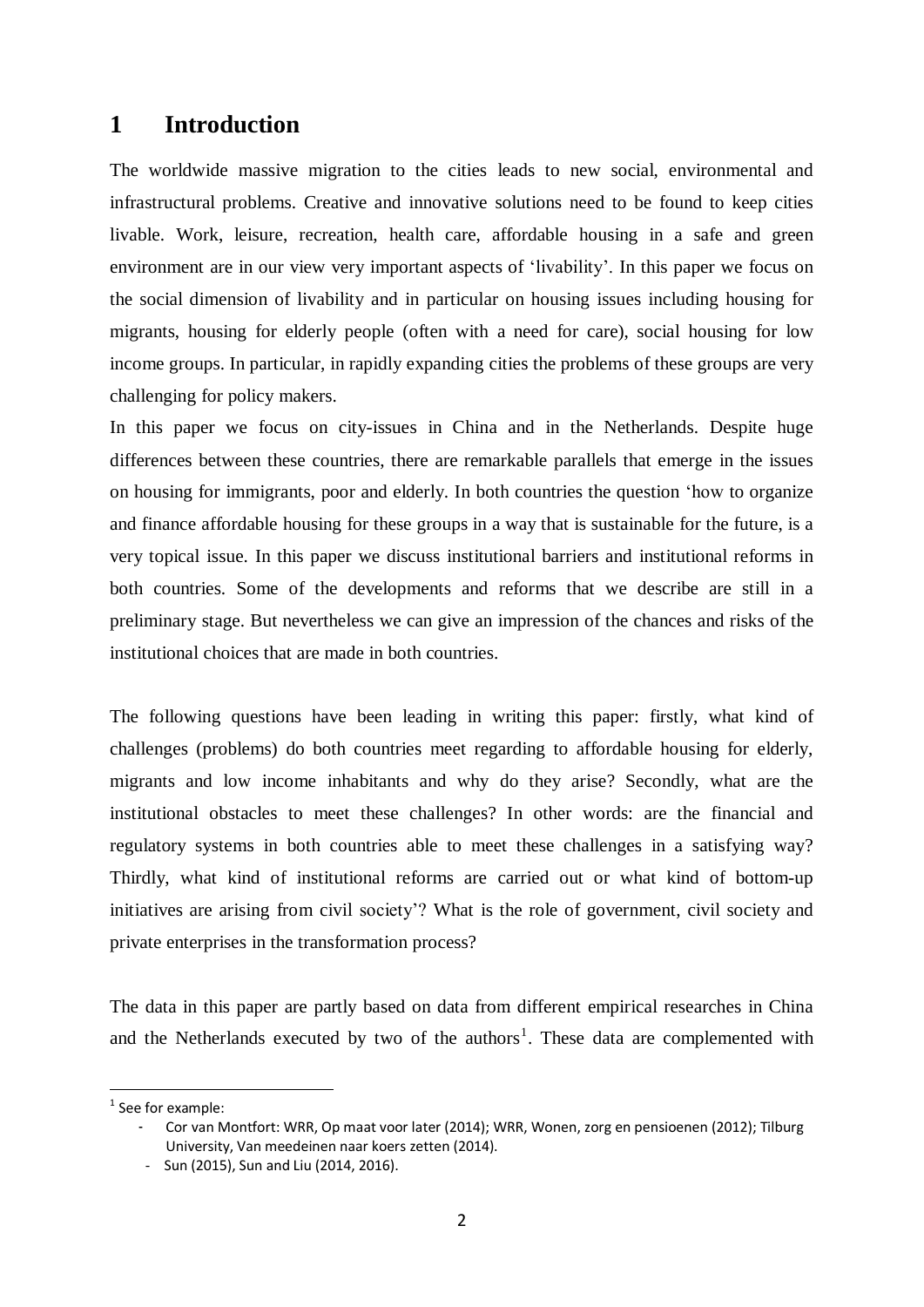# 1 Introduction

The worldwide massive migration to the cities leads to new social, environmental and infrastructural problems. Creative and innovative solutions need to be found to keep cities livable. Work, leisure, recreation, health care, affordable housing in a safe and green environment are in our view very important aspects of 'livability'. In this paper we focus on the social dimension of livability and in particular on housing issues including housing for migrants, housing for elderly people (often with a need for care), social housing for low income groups. In particular, in rapidly expanding cities the problems of these groups are very challenging for policy makers.

In this paper we focus on city-issues in China and in the Netherlands. Despite huge differences between these countries, there are remarkable parallels that emerge in the issues on housing for immigrants, poor and elderly. In both countries the question 'how to organize and finance affordable housing for these groups in a way that is sustainable for the future, is a very topical issue. In this paper we discuss institutional barriers and institutional reforms in both countries. Some of the developments and reforms that we describe are still in a preliminary stage. But nevertheless we can give an impression of the chances and risks of the institutional choices that are made in both countries.

The following questions have been leading in writing this paper: firstly, what kind of challenges (problems) do both countries meet regarding to affordable housing for elderly, migrants and low income inhabitants and why do they arise? Secondly, what are the institutional obstacles to meet these challenges? In other words: are the financial and regulatory systems in both countries able to meet these challenges in a satisfying way? Thirdly, what kind of institutional reforms are carried out or what kind of bottom-up initiatives are arising from civil society'? What is the role of government, civil society and private enterprises in the transformation process?

The data in this paper are partly based on data from different empirical researches in China and the Netherlands executed by two of the authors[1]. These data are complemented with

---

[1] See for example:

- Cor van Montfort: WRR, Op maat voor later (2014); WRR, Wonen, zorg en pensioenen (2012); Tilburg University, Van meedeinen naar koers zetten (2014).
- Sun (2015), Sun and Liu (2014, 2016).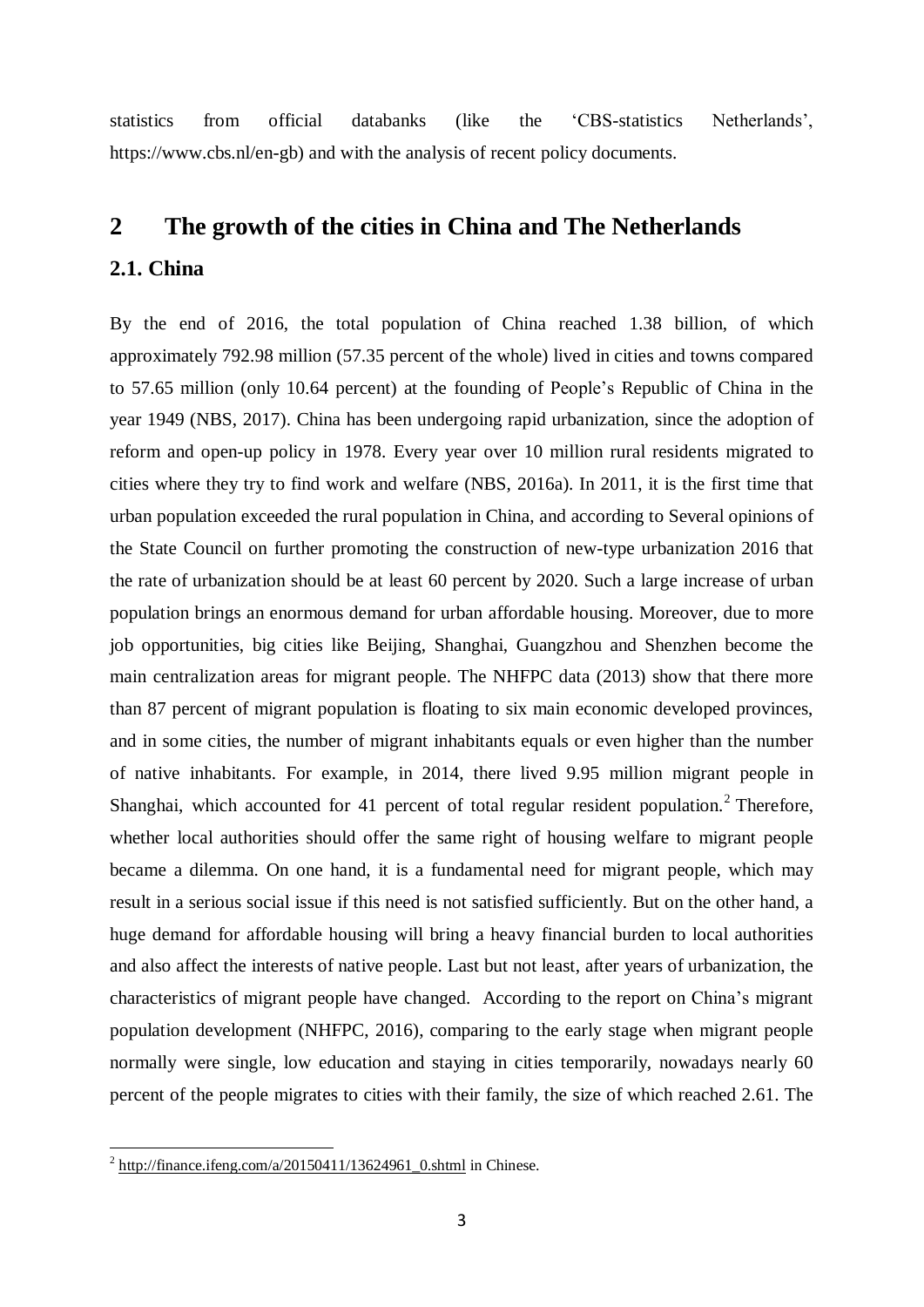statistics from official databanks (like the 'CBS-statistics Netherlands', https://www.cbs.nl/en-gb) and with the analysis of recent policy documents.

# 2 The growth of the cities in China and The Netherlands

## 2.1. China

By the end of 2016, the total population of China reached 1.38 billion, of which approximately 792.98 million (57.35 percent of the whole) lived in cities and towns compared to 57.65 million (only 10.64 percent) at the founding of People's Republic of China in the year 1949 (NBS, 2017). China has been undergoing rapid urbanization, since the adoption of reform and open-up policy in 1978. Every year over 10 million rural residents migrated to cities where they try to find work and welfare (NBS, 2016a). In 2011, it is the first time that urban population exceeded the rural population in China, and according to Several opinions of the State Council on further promoting the construction of new-type urbanization 2016 that the rate of urbanization should be at least 60 percent by 2020. Such a large increase of urban population brings an enormous demand for urban affordable housing. Moreover, due to more job opportunities, big cities like Beijing, Shanghai, Guangzhou and Shenzhen become the main centralization areas for migrant people. The NHFPC data (2013) show that there more than 87 percent of migrant population is floating to six main economic developed provinces, and in some cities, the number of migrant inhabitants equals or even higher than the number of native inhabitants. For example, in 2014, there lived 9.95 million migrant people in Shanghai, which accounted for 41 percent of total regular resident population.[2] Therefore, whether local authorities should offer the same right of housing welfare to migrant people became a dilemma. On one hand, it is a fundamental need for migrant people, which may result in a serious social issue if this need is not satisfied sufficiently. But on the other hand, a huge demand for affordable housing will bring a heavy financial burden to local authorities and also affect the interests of native people. Last but not least, after years of urbanization, the characteristics of migrant people have changed. According to the report on China's migrant population development (NHFPC, 2016), comparing to the early stage when migrant people normally were single, low education and staying in cities temporarily, nowadays nearly 60 percent of the people migrates to cities with their family, the size of which reached 2.61. The

[2] http://finance.ifeng.com/a/20150411/13624961_0.shtml in Chinese.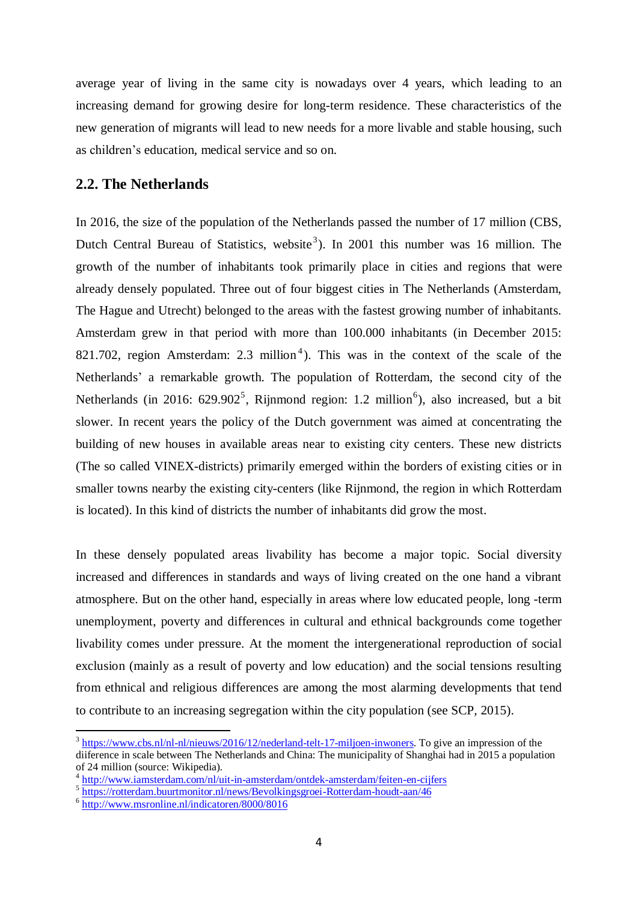average year of living in the same city is nowadays over 4 years, which leading to an increasing demand for growing desire for long-term residence. These characteristics of the new generation of migrants will lead to new needs for a more livable and stable housing, such as children's education, medical service and so on.

## 2.2. The Netherlands

In 2016, the size of the population of the Netherlands passed the number of 17 million (CBS, Dutch Central Bureau of Statistics, website[3]). In 2001 this number was 16 million. The growth of the number of inhabitants took primarily place in cities and regions that were already densely populated. Three out of four biggest cities in The Netherlands (Amsterdam, The Hague and Utrecht) belonged to the areas with the fastest growing number of inhabitants. Amsterdam grew in that period with more than 100.000 inhabitants (in December 2015: 821.702, region Amsterdam: 2.3 million[4]). This was in the context of the scale of the Netherlands' a remarkable growth. The population of Rotterdam, the second city of the Netherlands (in 2016: 629.902[5], Rijnmond region: 1.2 million[6]), also increased, but a bit slower. In recent years the policy of the Dutch government was aimed at concentrating the building of new houses in available areas near to existing city centers. These new districts (The so called VINEX-districts) primarily emerged within the borders of existing cities or in smaller towns nearby the existing city-centers (like Rijnmond, the region in which Rotterdam is located). In this kind of districts the number of inhabitants did grow the most.

In these densely populated areas livability has become a major topic. Social diversity increased and differences in standards and ways of living created on the one hand a vibrant atmosphere. But on the other hand, especially in areas where low educated people, long -term unemployment, poverty and differences in cultural and ethnical backgrounds come together livability comes under pressure. At the moment the intergenerational reproduction of social exclusion (mainly as a result of poverty and low education) and the social tensions resulting from ethnical and religious differences are among the most alarming developments that tend to contribute to an increasing segregation within the city population (see SCP, 2015).

---

[3] https://www.cbs.nl/nl-nl/nieuws/2016/12/nederland-telt-17-miljoen-inwoners. To give an impression of the diiference in scale between The Netherlands and China: The municipality of Shanghai had in 2015 a population of 24 million (source: Wikipedia).

[4] http://www.iamsterdam.com/nl/uit-in-amsterdam/ontdek-amsterdam/feiten-en-cijfers

[5] https://rotterdam.buurtmonitor.nl/news/Bevolkingsgroei-Rotterdam-houdt-aan/46

[6] http://www.msronline.nl/indicatoren/8000/8016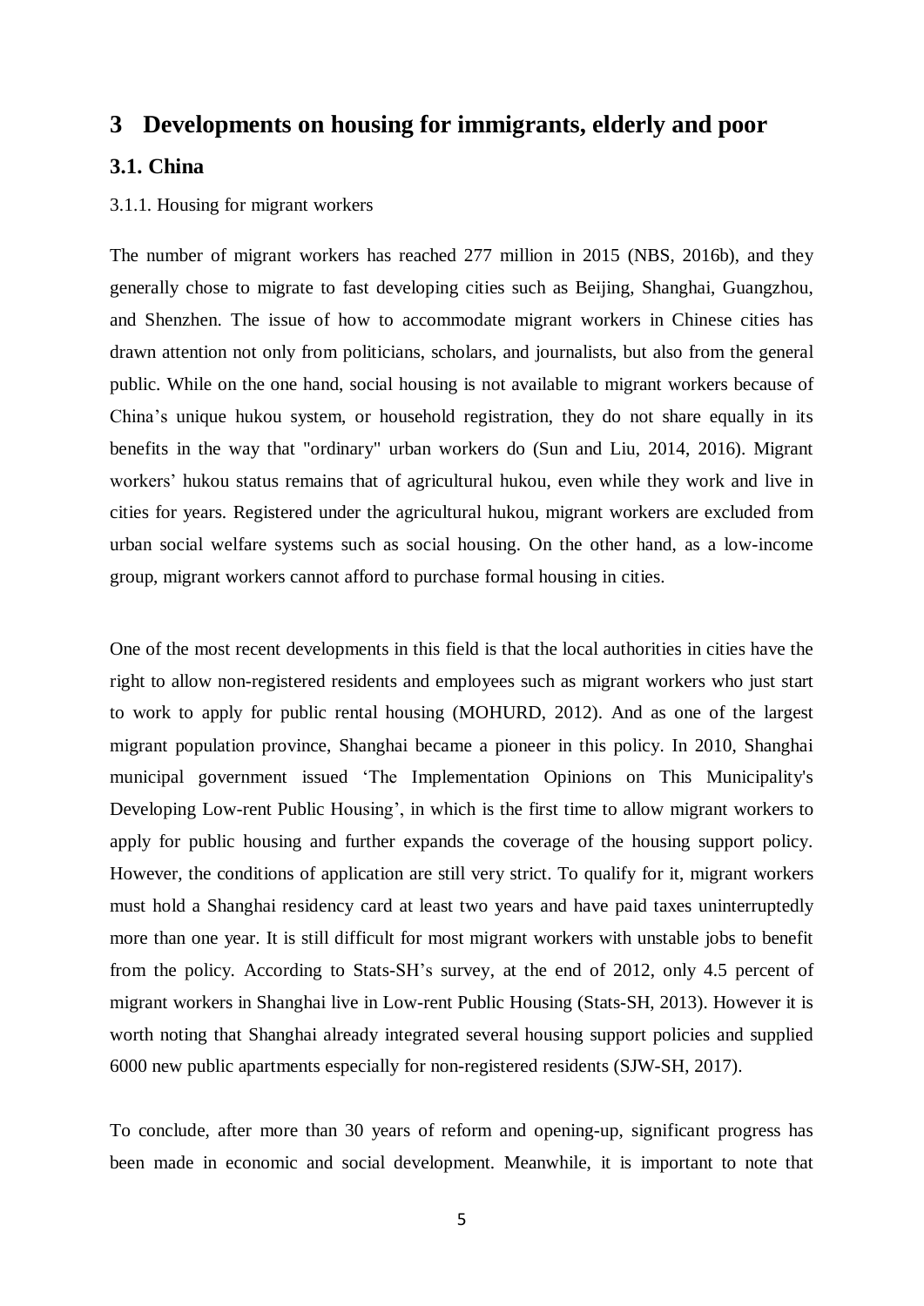# 3 Developments on housing for immigrants, elderly and poor

## 3.1. China

### 3.1.1. Housing for migrant workers

The number of migrant workers has reached 277 million in 2015 (NBS, 2016b), and they generally chose to migrate to fast developing cities such as Beijing, Shanghai, Guangzhou, and Shenzhen. The issue of how to accommodate migrant workers in Chinese cities has drawn attention not only from politicians, scholars, and journalists, but also from the general public. While on the one hand, social housing is not available to migrant workers because of China's unique hukou system, or household registration, they do not share equally in its benefits in the way that "ordinary" urban workers do (Sun and Liu, 2014, 2016). Migrant workers' hukou status remains that of agricultural hukou, even while they work and live in cities for years. Registered under the agricultural hukou, migrant workers are excluded from urban social welfare systems such as social housing. On the other hand, as a low-income group, migrant workers cannot afford to purchase formal housing in cities.

One of the most recent developments in this field is that the local authorities in cities have the right to allow non-registered residents and employees such as migrant workers who just start to work to apply for public rental housing (MOHURD, 2012). And as one of the largest migrant population province, Shanghai became a pioneer in this policy. In 2010, Shanghai municipal government issued 'The Implementation Opinions on This Municipality's Developing Low-rent Public Housing', in which is the first time to allow migrant workers to apply for public housing and further expands the coverage of the housing support policy. However, the conditions of application are still very strict. To qualify for it, migrant workers must hold a Shanghai residency card at least two years and have paid taxes uninterruptedly more than one year. It is still difficult for most migrant workers with unstable jobs to benefit from the policy. According to Stats-SH's survey, at the end of 2012, only 4.5 percent of migrant workers in Shanghai live in Low-rent Public Housing (Stats-SH, 2013). However it is worth noting that Shanghai already integrated several housing support policies and supplied 6000 new public apartments especially for non-registered residents (SJW-SH, 2017).

To conclude, after more than 30 years of reform and opening-up, significant progress has been made in economic and social development. Meanwhile, it is important to note that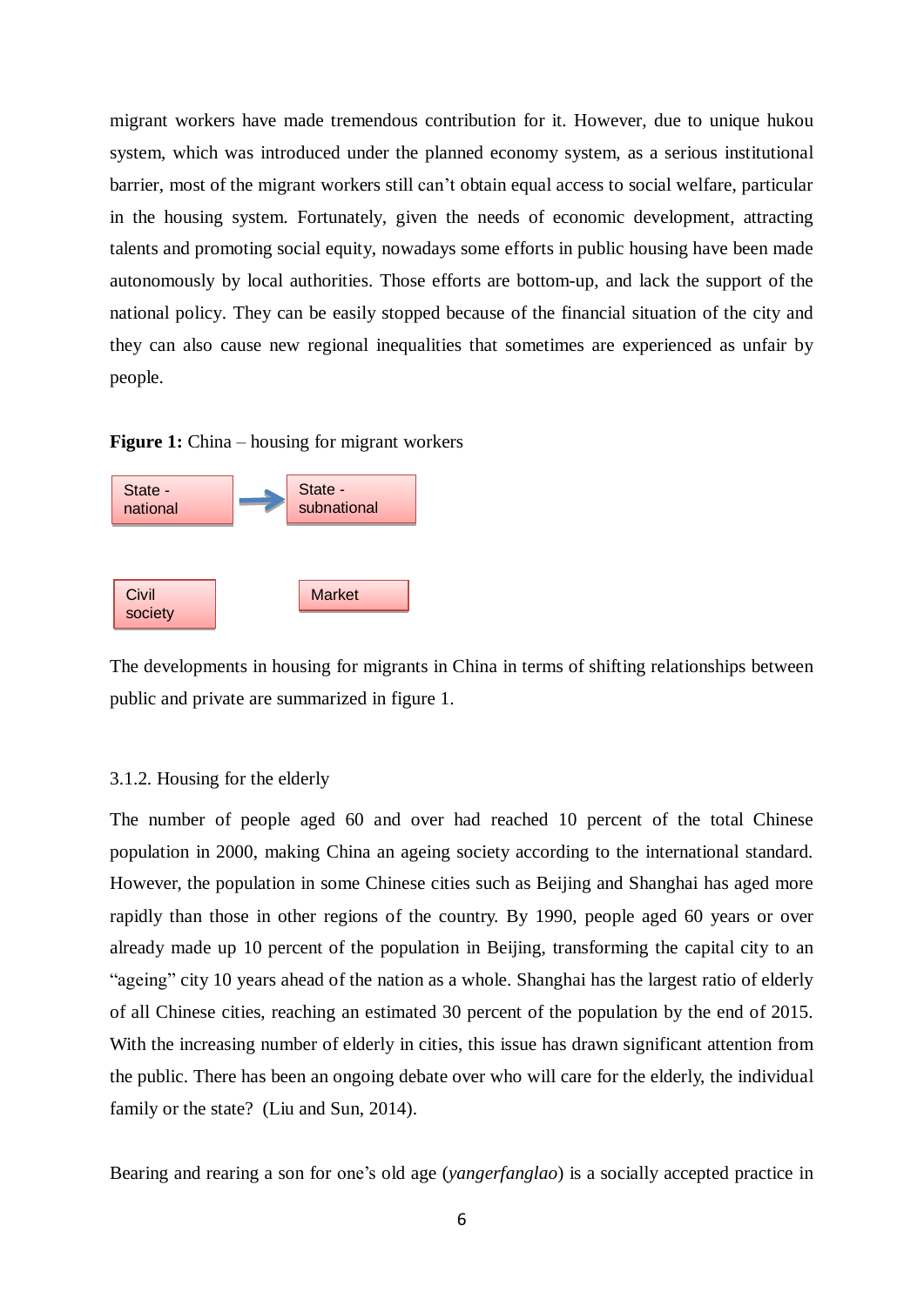migrant workers have made tremendous contribution for it. However, due to unique hukou system, which was introduced under the planned economy system, as a serious institutional barrier, most of the migrant workers still can't obtain equal access to social welfare, particular in the housing system. Fortunately, given the needs of economic development, attracting talents and promoting social equity, nowadays some efforts in public housing have been made autonomously by local authorities. Those efforts are bottom-up, and lack the support of the national policy. They can be easily stopped because of the financial situation of the city and they can also cause new regional inequalities that sometimes are experienced as unfair by people.

**Figure 1:** China – housing for migrant workers

State - national → State - subnational

Civil society

Market

The developments in housing for migrants in China in terms of shifting relationships between public and private are summarized in figure 1.

### 3.1.2. Housing for the elderly

The number of people aged 60 and over had reached 10 percent of the total Chinese population in 2000, making China an ageing society according to the international standard. However, the population in some Chinese cities such as Beijing and Shanghai has aged more rapidly than those in other regions of the country. By 1990, people aged 60 years or over already made up 10 percent of the population in Beijing, transforming the capital city to an "ageing" city 10 years ahead of the nation as a whole. Shanghai has the largest ratio of elderly of all Chinese cities, reaching an estimated 30 percent of the population by the end of 2015. With the increasing number of elderly in cities, this issue has drawn significant attention from the public. There has been an ongoing debate over who will care for the elderly, the individual family or the state? (Liu and Sun, 2014).

Bearing and rearing a son for one's old age (*yangerfanglao*) is a socially accepted practice in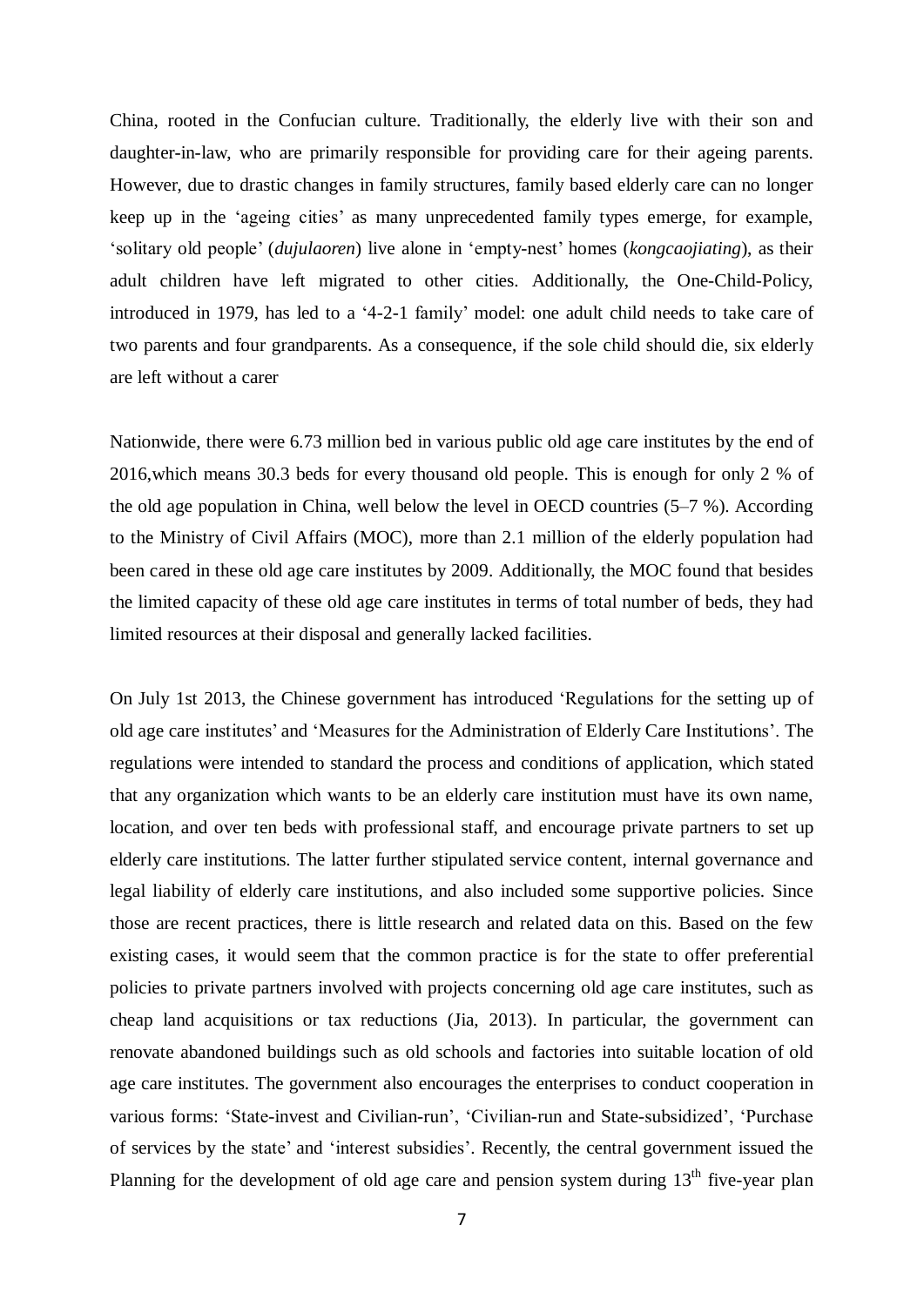China, rooted in the Confucian culture. Traditionally, the elderly live with their son and daughter-in-law, who are primarily responsible for providing care for their ageing parents. However, due to drastic changes in family structures, family based elderly care can no longer keep up in the 'ageing cities' as many unprecedented family types emerge, for example, 'solitary old people' (*dujulaoren*) live alone in 'empty-nest' homes (*kongcaojiating*), as their adult children have left migrated to other cities. Additionally, the One-Child-Policy, introduced in 1979, has led to a '4-2-1 family' model: one adult child needs to take care of two parents and four grandparents. As a consequence, if the sole child should die, six elderly are left without a carer

Nationwide, there were 6.73 million bed in various public old age care institutes by the end of 2016,which means 30.3 beds for every thousand old people. This is enough for only 2 % of the old age population in China, well below the level in OECD countries (5–7 %). According to the Ministry of Civil Affairs (MOC), more than 2.1 million of the elderly population had been cared in these old age care institutes by 2009. Additionally, the MOC found that besides the limited capacity of these old age care institutes in terms of total number of beds, they had limited resources at their disposal and generally lacked facilities.

On July 1st 2013, the Chinese government has introduced 'Regulations for the setting up of old age care institutes' and 'Measures for the Administration of Elderly Care Institutions'. The regulations were intended to standard the process and conditions of application, which stated that any organization which wants to be an elderly care institution must have its own name, location, and over ten beds with professional staff, and encourage private partners to set up elderly care institutions. The latter further stipulated service content, internal governance and legal liability of elderly care institutions, and also included some supportive policies. Since those are recent practices, there is little research and related data on this. Based on the few existing cases, it would seem that the common practice is for the state to offer preferential policies to private partners involved with projects concerning old age care institutes, such as cheap land acquisitions or tax reductions (Jia, 2013). In particular, the government can renovate abandoned buildings such as old schools and factories into suitable location of old age care institutes. The government also encourages the enterprises to conduct cooperation in various forms: 'State-invest and Civilian-run', 'Civilian-run and State-subsidized', 'Purchase of services by the state' and 'interest subsidies'. Recently, the central government issued the Planning for the development of old age care and pension system during 13th five-year plan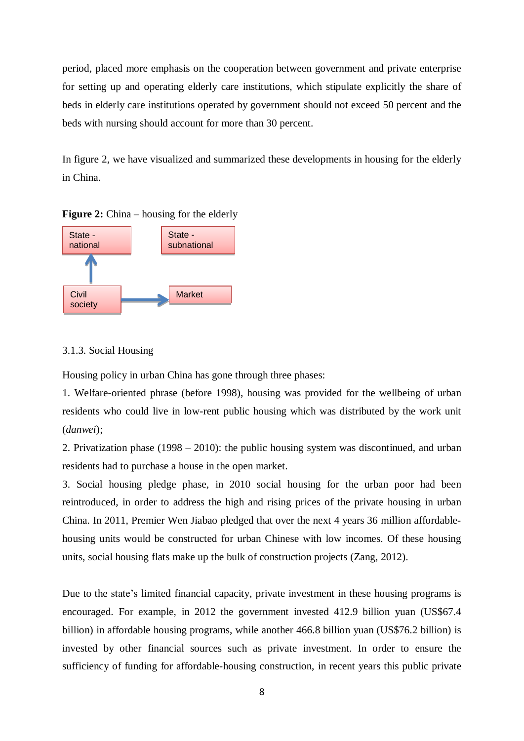period, placed more emphasis on the cooperation between government and private enterprise for setting up and operating elderly care institutions, which stipulate explicitly the share of beds in elderly care institutions operated by government should not exceed 50 percent and the beds with nursing should account for more than 30 percent.

In figure 2, we have visualized and summarized these developments in housing for the elderly in China.

**Figure 2:** China – housing for the elderly

State - national

State - subnational

Civil society

Market

3.1.3. Social Housing

Housing policy in urban China has gone through three phases:

1. Welfare-oriented phrase (before 1998), housing was provided for the wellbeing of urban residents who could live in low-rent public housing which was distributed by the work unit (*danwei*);
2. Privatization phase (1998 – 2010): the public housing system was discontinued, and urban residents had to purchase a house in the open market.
3. Social housing pledge phase, in 2010 social housing for the urban poor had been reintroduced, in order to address the high and rising prices of the private housing in urban China. In 2011, Premier Wen Jiabao pledged that over the next 4 years 36 million affordable-housing units would be constructed for urban Chinese with low incomes. Of these housing units, social housing flats make up the bulk of construction projects (Zang, 2012).

Due to the state's limited financial capacity, private investment in these housing programs is encouraged. For example, in 2012 the government invested 412.9 billion yuan (US$67.4 billion) in affordable housing programs, while another 466.8 billion yuan (US$76.2 billion) is invested by other financial sources such as private investment. In order to ensure the sufficiency of funding for affordable-housing construction, in recent years this public private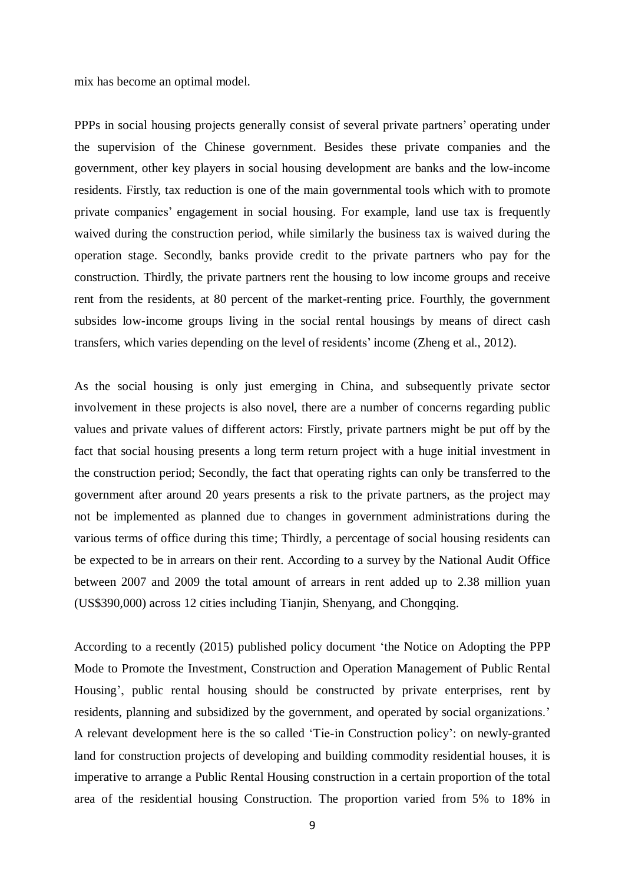mix has become an optimal model.

PPPs in social housing projects generally consist of several private partners' operating under the supervision of the Chinese government. Besides these private companies and the government, other key players in social housing development are banks and the low-income residents. Firstly, tax reduction is one of the main governmental tools which with to promote private companies' engagement in social housing. For example, land use tax is frequently waived during the construction period, while similarly the business tax is waived during the operation stage. Secondly, banks provide credit to the private partners who pay for the construction. Thirdly, the private partners rent the housing to low income groups and receive rent from the residents, at 80 percent of the market-renting price. Fourthly, the government subsides low-income groups living in the social rental housings by means of direct cash transfers, which varies depending on the level of residents' income (Zheng et al., 2012).

As the social housing is only just emerging in China, and subsequently private sector involvement in these projects is also novel, there are a number of concerns regarding public values and private values of different actors: Firstly, private partners might be put off by the fact that social housing presents a long term return project with a huge initial investment in the construction period; Secondly, the fact that operating rights can only be transferred to the government after around 20 years presents a risk to the private partners, as the project may not be implemented as planned due to changes in government administrations during the various terms of office during this time; Thirdly, a percentage of social housing residents can be expected to be in arrears on their rent. According to a survey by the National Audit Office between 2007 and 2009 the total amount of arrears in rent added up to 2.38 million yuan (US$390,000) across 12 cities including Tianjin, Shenyang, and Chongqing.

According to a recently (2015) published policy document 'the Notice on Adopting the PPP Mode to Promote the Investment, Construction and Operation Management of Public Rental Housing', public rental housing should be constructed by private enterprises, rent by residents, planning and subsidized by the government, and operated by social organizations.' A relevant development here is the so called 'Tie-in Construction policy': on newly-granted land for construction projects of developing and building commodity residential houses, it is imperative to arrange a Public Rental Housing construction in a certain proportion of the total area of the residential housing Construction. The proportion varied from 5% to 18% in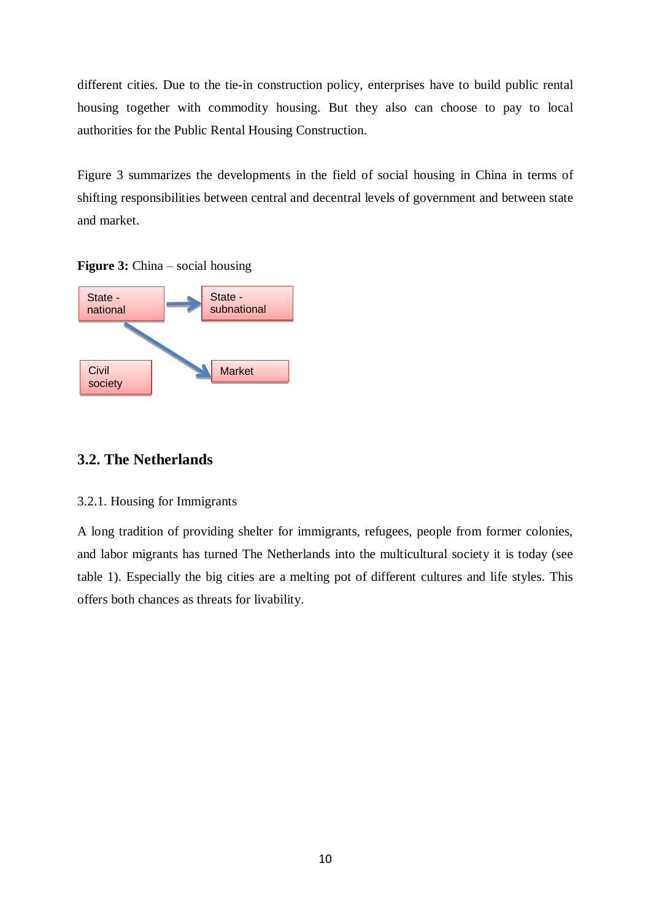different cities. Due to the tie-in construction policy, enterprises have to build public rental housing together with commodity housing. But they also can choose to pay to local authorities for the Public Rental Housing Construction.

Figure 3 summarizes the developments in the field of social housing in China in terms of shifting responsibilities between central and decentral levels of government and between state and market.

**Figure 3:** China – social housing

State - national → State - subnational

State - national → Market

Civil society

## 3.2. The Netherlands

### 3.2.1. Housing for Immigrants

A long tradition of providing shelter for immigrants, refugees, people from former colonies, and labor migrants has turned The Netherlands into the multicultural society it is today (see table 1). Especially the big cities are a melting pot of different cultures and life styles. This offers both chances as threats for livability.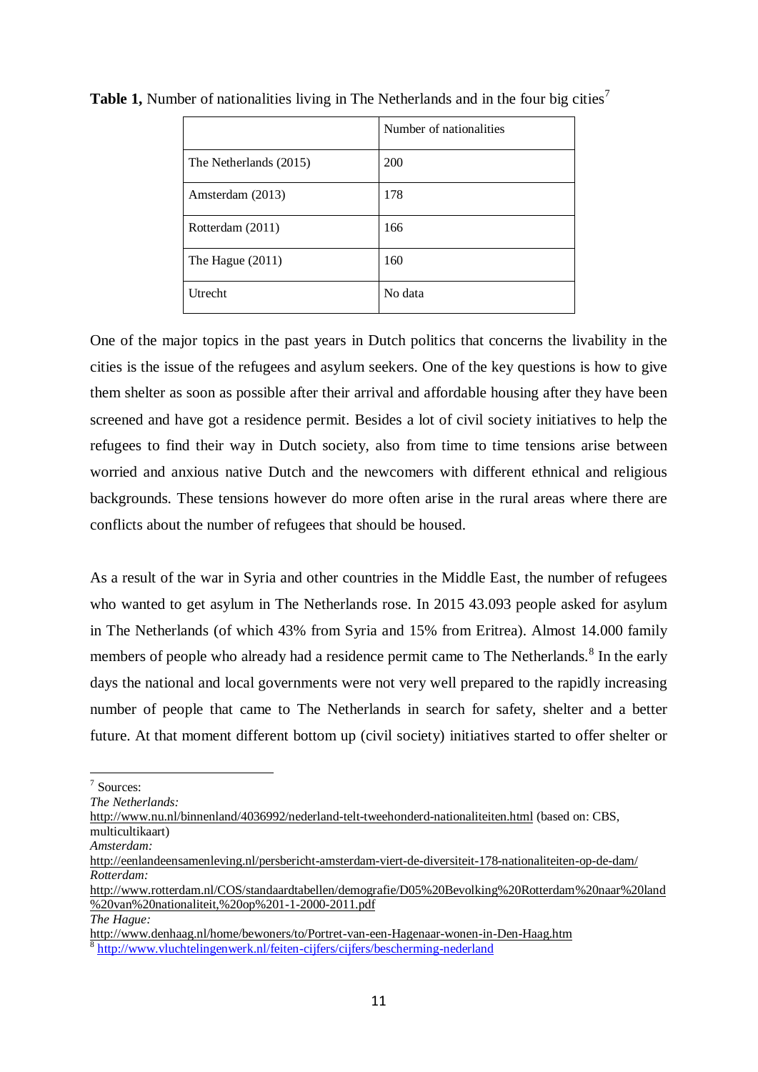**Table 1,** Number of nationalities living in The Netherlands and in the four big cities[7]

| | Number of nationalities |
|---|---|
| The Netherlands (2015) | 200 |
| Amsterdam (2013) | 178 |
| Rotterdam (2011) | 166 |
| The Hague (2011) | 160 |
| Utrecht | No data |

One of the major topics in the past years in Dutch politics that concerns the livability in the cities is the issue of the refugees and asylum seekers. One of the key questions is how to give them shelter as soon as possible after their arrival and affordable housing after they have been screened and have got a residence permit. Besides a lot of civil society initiatives to help the refugees to find their way in Dutch society, also from time to time tensions arise between worried and anxious native Dutch and the newcomers with different ethnical and religious backgrounds. These tensions however do more often arise in the rural areas where there are conflicts about the number of refugees that should be housed.

As a result of the war in Syria and other countries in the Middle East, the number of refugees who wanted to get asylum in The Netherlands rose. In 2015 43.093 people asked for asylum in The Netherlands (of which 43% from Syria and 15% from Eritrea). Almost 14.000 family members of people who already had a residence permit came to The Netherlands.[8] In the early days the national and local governments were not very well prepared to the rapidly increasing number of people that came to The Netherlands in search for safety, shelter and a better future. At that moment different bottom up (civil society) initiatives started to offer shelter or

---

[7] Sources:
*The Netherlands:*
http://www.nu.nl/binnenland/4036992/nederland-telt-tweehonderd-nationaliteiten.html (based on: CBS, multicultikaart)
*Amsterdam:*
http://eenlandeensamenleving.nl/persbericht-amsterdam-viert-de-diversiteit-178-nationaliteiten-op-de-dam/
*Rotterdam:*
http://www.rotterdam.nl/COS/standaardtabellen/demografie/D05%20Bevolking%20Rotterdam%20naar%20land%20van%20nationaliteit,%20op%201-1-2000-2011.pdf
*The Hague:*
http://www.denhaag.nl/home/bewoners/to/Portret-van-een-Hagenaar-wonen-in-Den-Haag.htm

[8] http://www.vluchtelingenwerk.nl/feiten-cijfers/cijfers/bescherming-nederland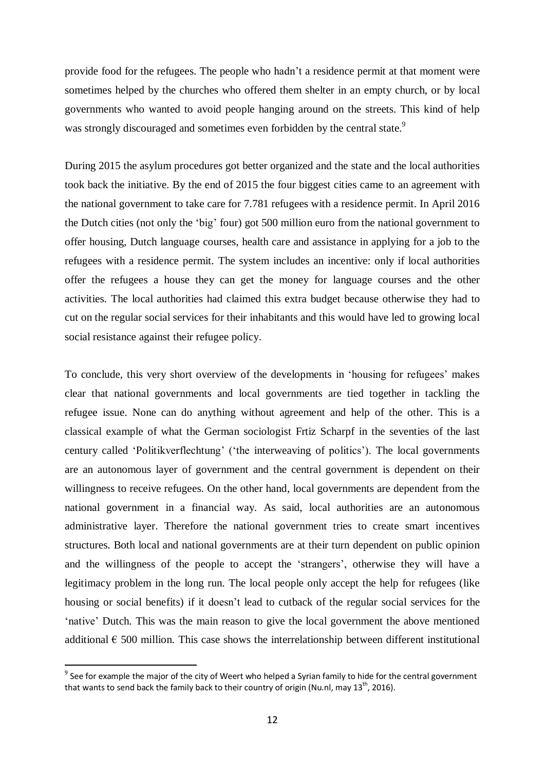provide food for the refugees. The people who hadn't a residence permit at that moment were sometimes helped by the churches who offered them shelter in an empty church, or by local governments who wanted to avoid people hanging around on the streets. This kind of help was strongly discouraged and sometimes even forbidden by the central state.[9]

During 2015 the asylum procedures got better organized and the state and the local authorities took back the initiative. By the end of 2015 the four biggest cities came to an agreement with the national government to take care for 7.781 refugees with a residence permit. In April 2016 the Dutch cities (not only the 'big' four) got 500 million euro from the national government to offer housing, Dutch language courses, health care and assistance in applying for a job to the refugees with a residence permit. The system includes an incentive: only if local authorities offer the refugees a house they can get the money for language courses and the other activities. The local authorities had claimed this extra budget because otherwise they had to cut on the regular social services for their inhabitants and this would have led to growing local social resistance against their refugee policy.

To conclude, this very short overview of the developments in 'housing for refugees' makes clear that national governments and local governments are tied together in tackling the refugee issue. None can do anything without agreement and help of the other. This is a classical example of what the German sociologist Frtiz Scharpf in the seventies of the last century called 'Politikverflechtung' ('the interweaving of politics'). The local governments are an autonomous layer of government and the central government is dependent on their willingness to receive refugees. On the other hand, local governments are dependent from the national government in a financial way. As said, local authorities are an autonomous administrative layer. Therefore the national government tries to create smart incentives structures. Both local and national governments are at their turn dependent on public opinion and the willingness of the people to accept the 'strangers', otherwise they will have a legitimacy problem in the long run. The local people only accept the help for refugees (like housing or social benefits) if it doesn't lead to cutback of the regular social services for the 'native' Dutch. This was the main reason to give the local government the above mentioned additional € 500 million. This case shows the interrelationship between different institutional

[9] See for example the major of the city of Weert who helped a Syrian family to hide for the central government that wants to send back the family back to their country of origin (Nu.nl, may 13th, 2016).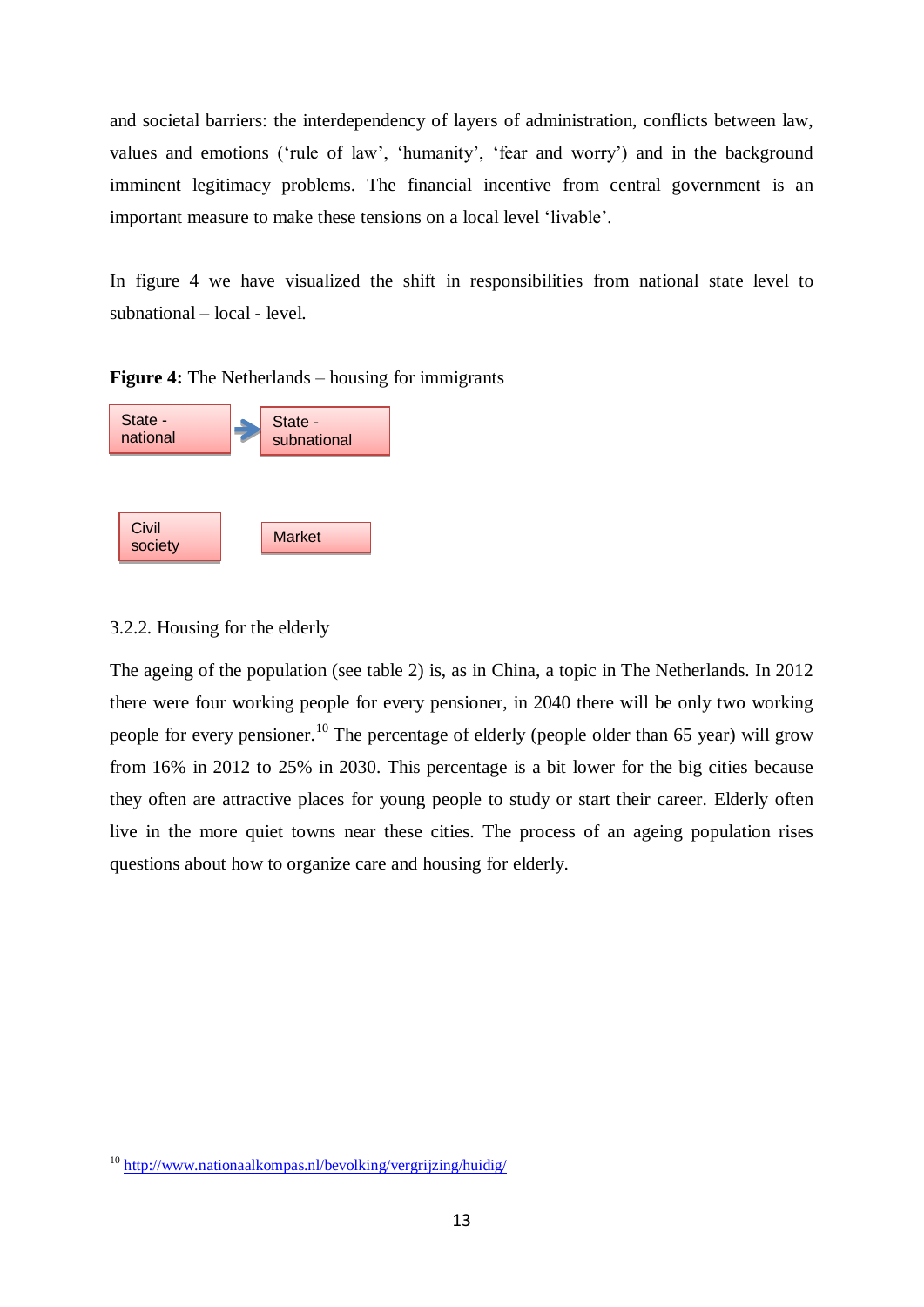and societal barriers: the interdependency of layers of administration, conflicts between law, values and emotions (‘rule of law’, ‘humanity’, ‘fear and worry’) and in the background imminent legitimacy problems. The financial incentive from central government is an important measure to make these tensions on a local level ‘livable’.

In figure 4 we have visualized the shift in responsibilities from national state level to subnational – local - level.

**Figure 4:** The Netherlands – housing for immigrants

State - national → State - subnational

Civil society

Market

3.2.2. Housing for the elderly

The ageing of the population (see table 2) is, as in China, a topic in The Netherlands. In 2012 there were four working people for every pensioner, in 2040 there will be only two working people for every pensioner.[10] The percentage of elderly (people older than 65 year) will grow from 16% in 2012 to 25% in 2030. This percentage is a bit lower for the big cities because they often are attractive places for young people to study or start their career. Elderly often live in the more quiet towns near these cities. The process of an ageing population rises questions about how to organize care and housing for elderly.

[10] http://www.nationaalkompas.nl/bevolking/vergrijzing/huidig/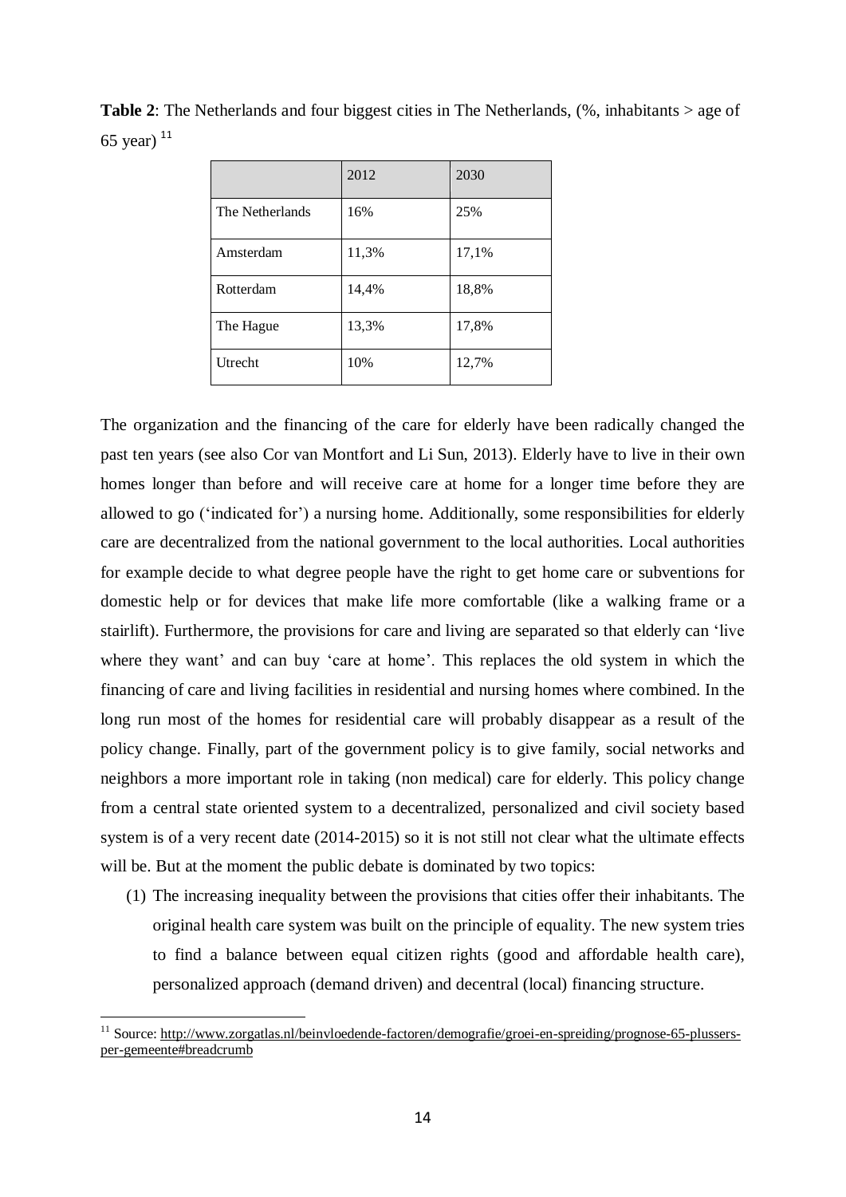**Table 2**: The Netherlands and four biggest cities in The Netherlands, (%, inhabitants > age of 65 year) [11]

| | 2012 | 2030 |
|---|---|---|
| The Netherlands | 16% | 25% |
| Amsterdam | 11,3% | 17,1% |
| Rotterdam | 14,4% | 18,8% |
| The Hague | 13,3% | 17,8% |
| Utrecht | 10% | 12,7% |

The organization and the financing of the care for elderly have been radically changed the past ten years (see also Cor van Montfort and Li Sun, 2013). Elderly have to live in their own homes longer than before and will receive care at home for a longer time before they are allowed to go ('indicated for') a nursing home. Additionally, some responsibilities for elderly care are decentralized from the national government to the local authorities. Local authorities for example decide to what degree people have the right to get home care or subventions for domestic help or for devices that make life more comfortable (like a walking frame or a stairlift). Furthermore, the provisions for care and living are separated so that elderly can 'live where they want' and can buy 'care at home'. This replaces the old system in which the financing of care and living facilities in residential and nursing homes where combined. In the long run most of the homes for residential care will probably disappear as a result of the policy change. Finally, part of the government policy is to give family, social networks and neighbors a more important role in taking (non medical) care for elderly. This policy change from a central state oriented system to a decentralized, personalized and civil society based system is of a very recent date (2014-2015) so it is not still not clear what the ultimate effects will be. But at the moment the public debate is dominated by two topics:

(1) The increasing inequality between the provisions that cities offer their inhabitants. The original health care system was built on the principle of equality. The new system tries to find a balance between equal citizen rights (good and affordable health care), personalized approach (demand driven) and decentral (local) financing structure.

[11] Source: http://www.zorgatlas.nl/beinvloedende-factoren/demografie/groei-en-spreiding/prognose-65-plussers-per-gemeente#breadcrumb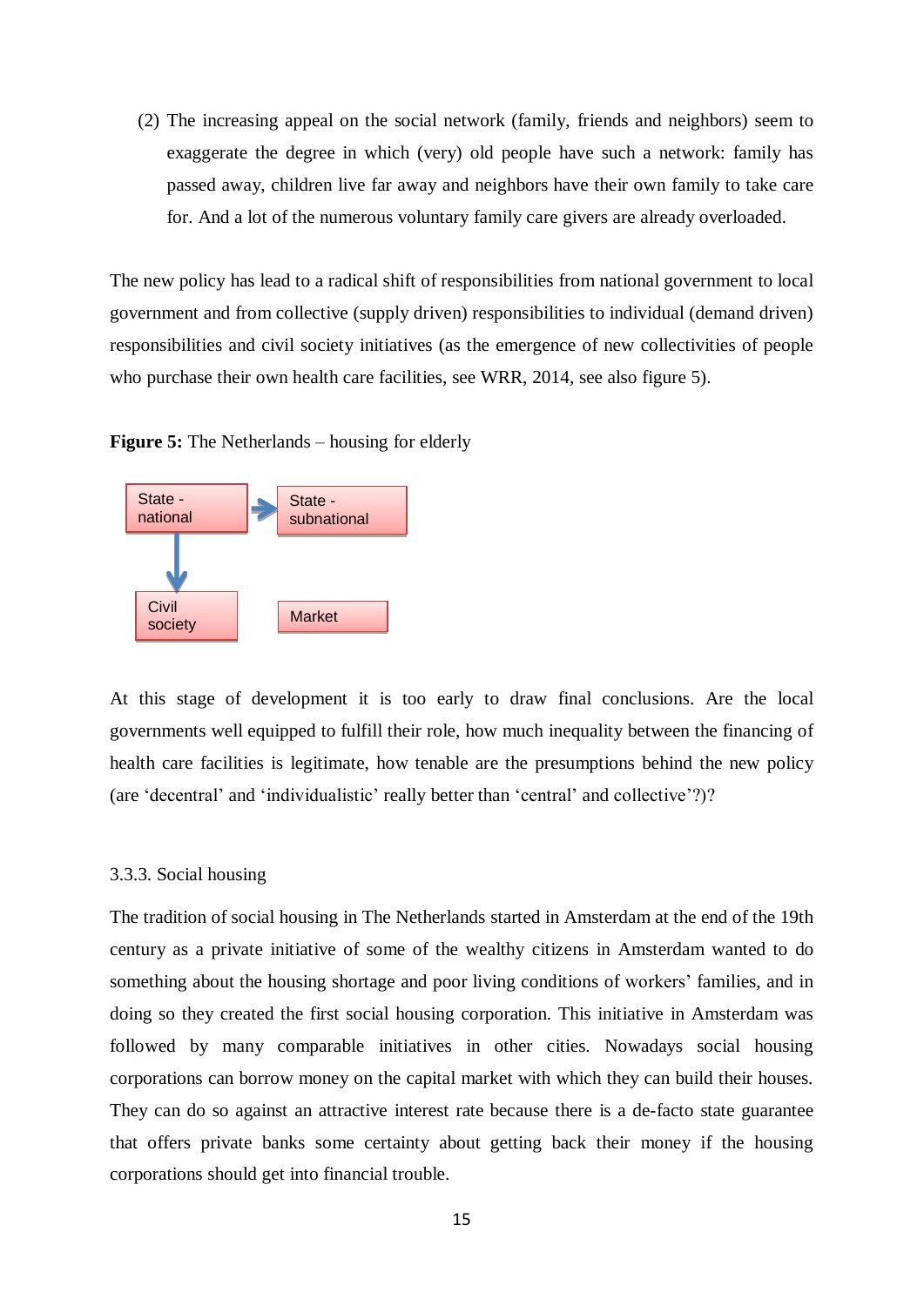(2) The increasing appeal on the social network (family, friends and neighbors) seem to exaggerate the degree in which (very) old people have such a network: family has passed away, children live far away and neighbors have their own family to take care for. And a lot of the numerous voluntary family care givers are already overloaded.

The new policy has lead to a radical shift of responsibilities from national government to local government and from collective (supply driven) responsibilities to individual (demand driven) responsibilities and civil society initiatives (as the emergence of new collectivities of people who purchase their own health care facilities, see WRR, 2014, see also figure 5).

**Figure 5:** The Netherlands – housing for elderly

State - national → State - subnational

State - national ↓ Civil society

Market

At this stage of development it is too early to draw final conclusions. Are the local governments well equipped to fulfill their role, how much inequality between the financing of health care facilities is legitimate, how tenable are the presumptions behind the new policy (are 'decentral' and 'individualistic' really better than 'central' and collective'?)?

### 3.3.3. Social housing

The tradition of social housing in The Netherlands started in Amsterdam at the end of the 19th century as a private initiative of some of the wealthy citizens in Amsterdam wanted to do something about the housing shortage and poor living conditions of workers' families, and in doing so they created the first social housing corporation. This initiative in Amsterdam was followed by many comparable initiatives in other cities. Nowadays social housing corporations can borrow money on the capital market with which they can build their houses. They can do so against an attractive interest rate because there is a de-facto state guarantee that offers private banks some certainty about getting back their money if the housing corporations should get into financial trouble.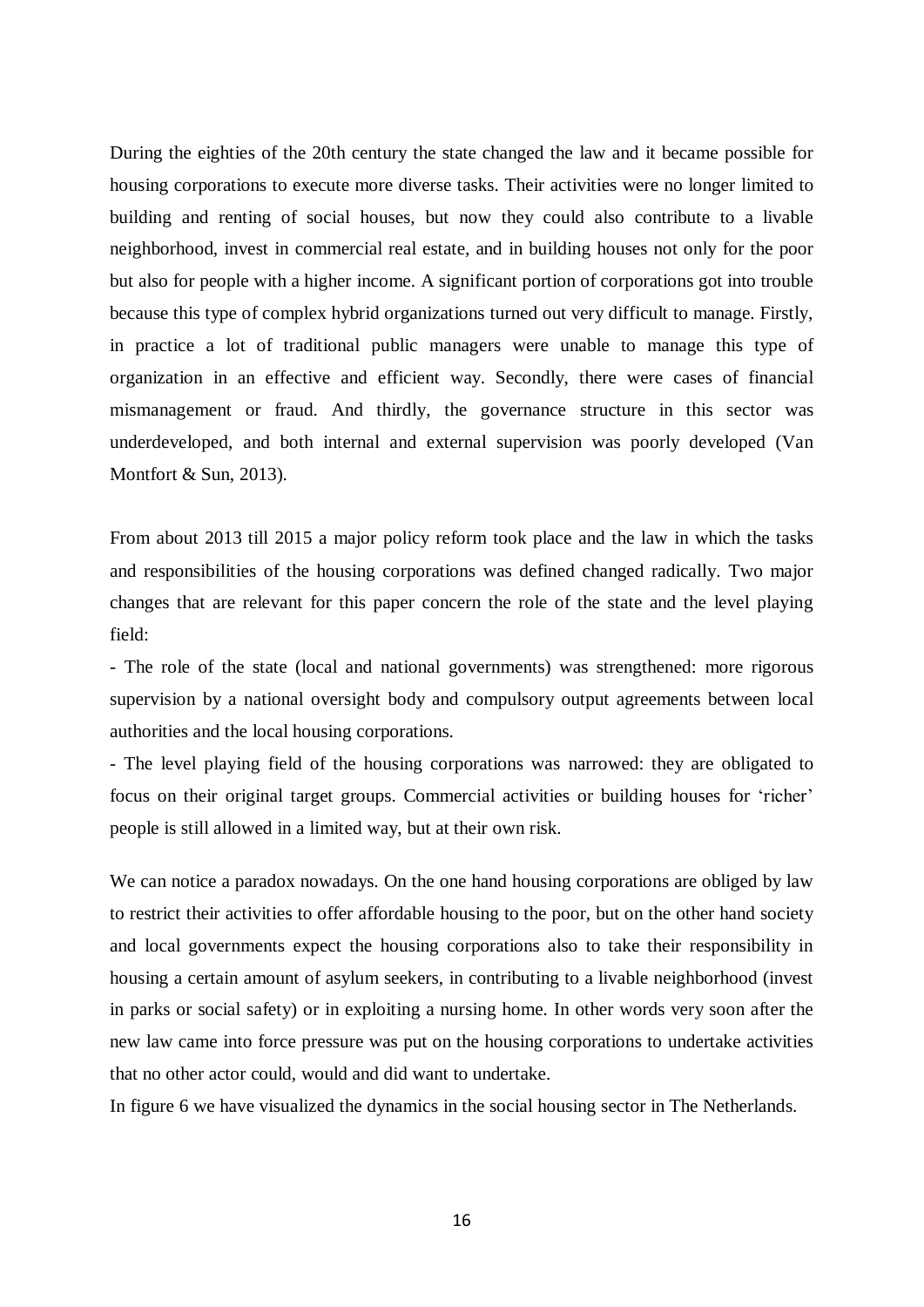During the eighties of the 20th century the state changed the law and it became possible for housing corporations to execute more diverse tasks. Their activities were no longer limited to building and renting of social houses, but now they could also contribute to a livable neighborhood, invest in commercial real estate, and in building houses not only for the poor but also for people with a higher income. A significant portion of corporations got into trouble because this type of complex hybrid organizations turned out very difficult to manage. Firstly, in practice a lot of traditional public managers were unable to manage this type of organization in an effective and efficient way. Secondly, there were cases of financial mismanagement or fraud. And thirdly, the governance structure in this sector was underdeveloped, and both internal and external supervision was poorly developed (Van Montfort & Sun, 2013).

From about 2013 till 2015 a major policy reform took place and the law in which the tasks and responsibilities of the housing corporations was defined changed radically. Two major changes that are relevant for this paper concern the role of the state and the level playing field:

- The role of the state (local and national governments) was strengthened: more rigorous supervision by a national oversight body and compulsory output agreements between local authorities and the local housing corporations.
- The level playing field of the housing corporations was narrowed: they are obligated to focus on their original target groups. Commercial activities or building houses for 'richer' people is still allowed in a limited way, but at their own risk.

We can notice a paradox nowadays. On the one hand housing corporations are obliged by law to restrict their activities to offer affordable housing to the poor, but on the other hand society and local governments expect the housing corporations also to take their responsibility in housing a certain amount of asylum seekers, in contributing to a livable neighborhood (invest in parks or social safety) or in exploiting a nursing home. In other words very soon after the new law came into force pressure was put on the housing corporations to undertake activities that no other actor could, would and did want to undertake.

In figure 6 we have visualized the dynamics in the social housing sector in The Netherlands.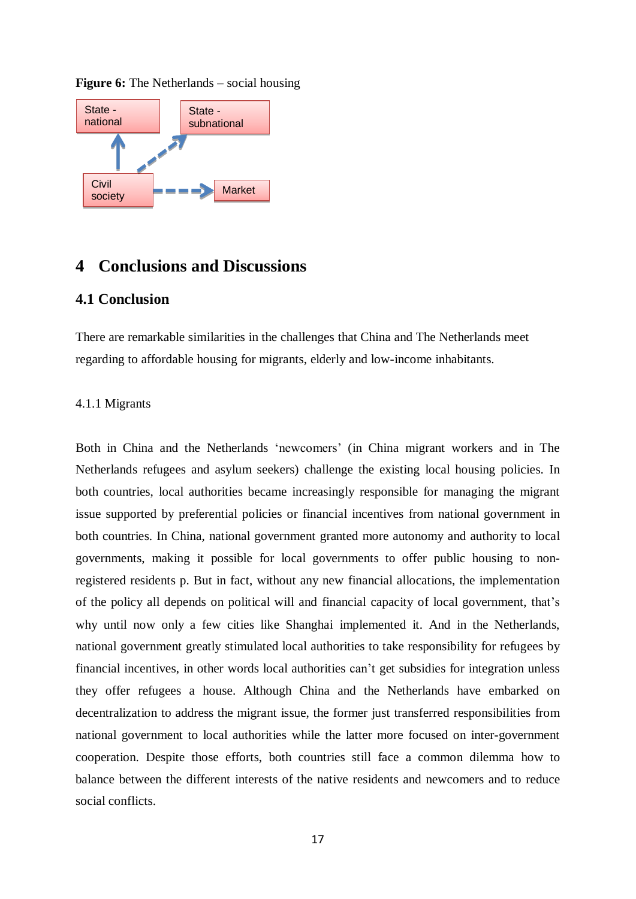**Figure 6:** The Netherlands – social housing

State - national

State - subnational

Civil society

Market

# 4 Conclusions and Discussions

## 4.1 Conclusion

There are remarkable similarities in the challenges that China and The Netherlands meet regarding to affordable housing for migrants, elderly and low-income inhabitants.

### 4.1.1 Migrants

Both in China and the Netherlands 'newcomers' (in China migrant workers and in The Netherlands refugees and asylum seekers) challenge the existing local housing policies. In both countries, local authorities became increasingly responsible for managing the migrant issue supported by preferential policies or financial incentives from national government in both countries. In China, national government granted more autonomy and authority to local governments, making it possible for local governments to offer public housing to non-registered residents p. But in fact, without any new financial allocations, the implementation of the policy all depends on political will and financial capacity of local government, that's why until now only a few cities like Shanghai implemented it. And in the Netherlands, national government greatly stimulated local authorities to take responsibility for refugees by financial incentives, in other words local authorities can't get subsidies for integration unless they offer refugees a house. Although China and the Netherlands have embarked on decentralization to address the migrant issue, the former just transferred responsibilities from national government to local authorities while the latter more focused on inter-government cooperation. Despite those efforts, both countries still face a common dilemma how to balance between the different interests of the native residents and newcomers and to reduce social conflicts.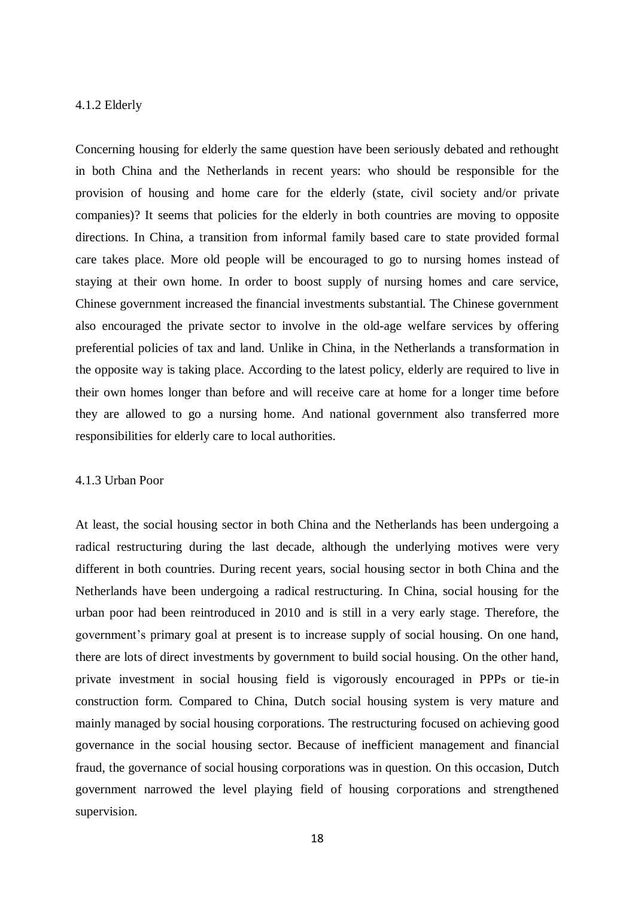### 4.1.2 Elderly

Concerning housing for elderly the same question have been seriously debated and rethought in both China and the Netherlands in recent years: who should be responsible for the provision of housing and home care for the elderly (state, civil society and/or private companies)? It seems that policies for the elderly in both countries are moving to opposite directions. In China, a transition from informal family based care to state provided formal care takes place. More old people will be encouraged to go to nursing homes instead of staying at their own home. In order to boost supply of nursing homes and care service, Chinese government increased the financial investments substantial. The Chinese government also encouraged the private sector to involve in the old-age welfare services by offering preferential policies of tax and land. Unlike in China, in the Netherlands a transformation in the opposite way is taking place. According to the latest policy, elderly are required to live in their own homes longer than before and will receive care at home for a longer time before they are allowed to go a nursing home. And national government also transferred more responsibilities for elderly care to local authorities.

### 4.1.3 Urban Poor

At least, the social housing sector in both China and the Netherlands has been undergoing a radical restructuring during the last decade, although the underlying motives were very different in both countries. During recent years, social housing sector in both China and the Netherlands have been undergoing a radical restructuring. In China, social housing for the urban poor had been reintroduced in 2010 and is still in a very early stage. Therefore, the government's primary goal at present is to increase supply of social housing. On one hand, there are lots of direct investments by government to build social housing. On the other hand, private investment in social housing field is vigorously encouraged in PPPs or tie-in construction form. Compared to China, Dutch social housing system is very mature and mainly managed by social housing corporations. The restructuring focused on achieving good governance in the social housing sector. Because of inefficient management and financial fraud, the governance of social housing corporations was in question. On this occasion, Dutch government narrowed the level playing field of housing corporations and strengthened supervision.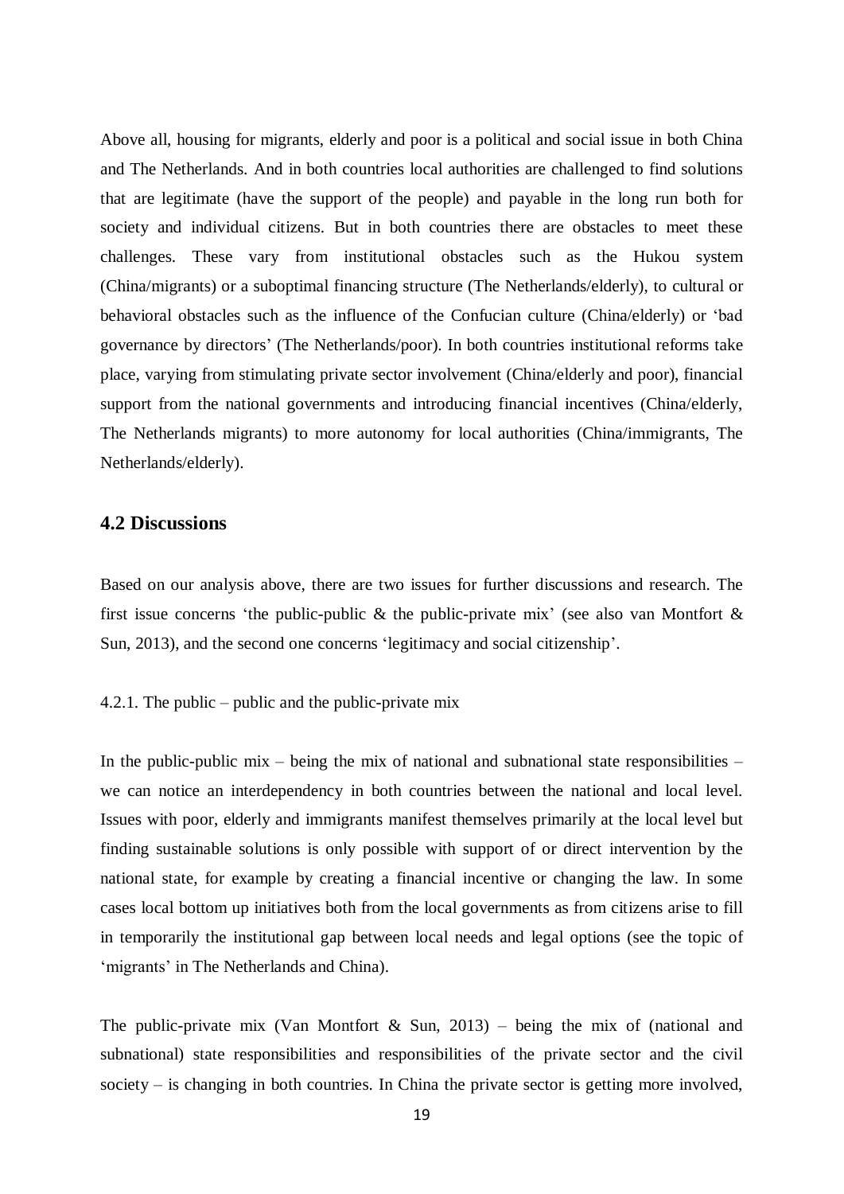Above all, housing for migrants, elderly and poor is a political and social issue in both China and The Netherlands. And in both countries local authorities are challenged to find solutions that are legitimate (have the support of the people) and payable in the long run both for society and individual citizens. But in both countries there are obstacles to meet these challenges. These vary from institutional obstacles such as the Hukou system (China/migrants) or a suboptimal financing structure (The Netherlands/elderly), to cultural or behavioral obstacles such as the influence of the Confucian culture (China/elderly) or 'bad governance by directors' (The Netherlands/poor). In both countries institutional reforms take place, varying from stimulating private sector involvement (China/elderly and poor), financial support from the national governments and introducing financial incentives (China/elderly, The Netherlands migrants) to more autonomy for local authorities (China/immigrants, The Netherlands/elderly).

## 4.2 Discussions

Based on our analysis above, there are two issues for further discussions and research. The first issue concerns 'the public-public & the public-private mix' (see also van Montfort & Sun, 2013), and the second one concerns 'legitimacy and social citizenship'.

4.2.1. The public – public and the public-private mix

In the public-public mix – being the mix of national and subnational state responsibilities – we can notice an interdependency in both countries between the national and local level. Issues with poor, elderly and immigrants manifest themselves primarily at the local level but finding sustainable solutions is only possible with support of or direct intervention by the national state, for example by creating a financial incentive or changing the law. In some cases local bottom up initiatives both from the local governments as from citizens arise to fill in temporarily the institutional gap between local needs and legal options (see the topic of 'migrants' in The Netherlands and China).

The public-private mix (Van Montfort & Sun, 2013) – being the mix of (national and subnational) state responsibilities and responsibilities of the private sector and the civil society – is changing in both countries. In China the private sector is getting more involved,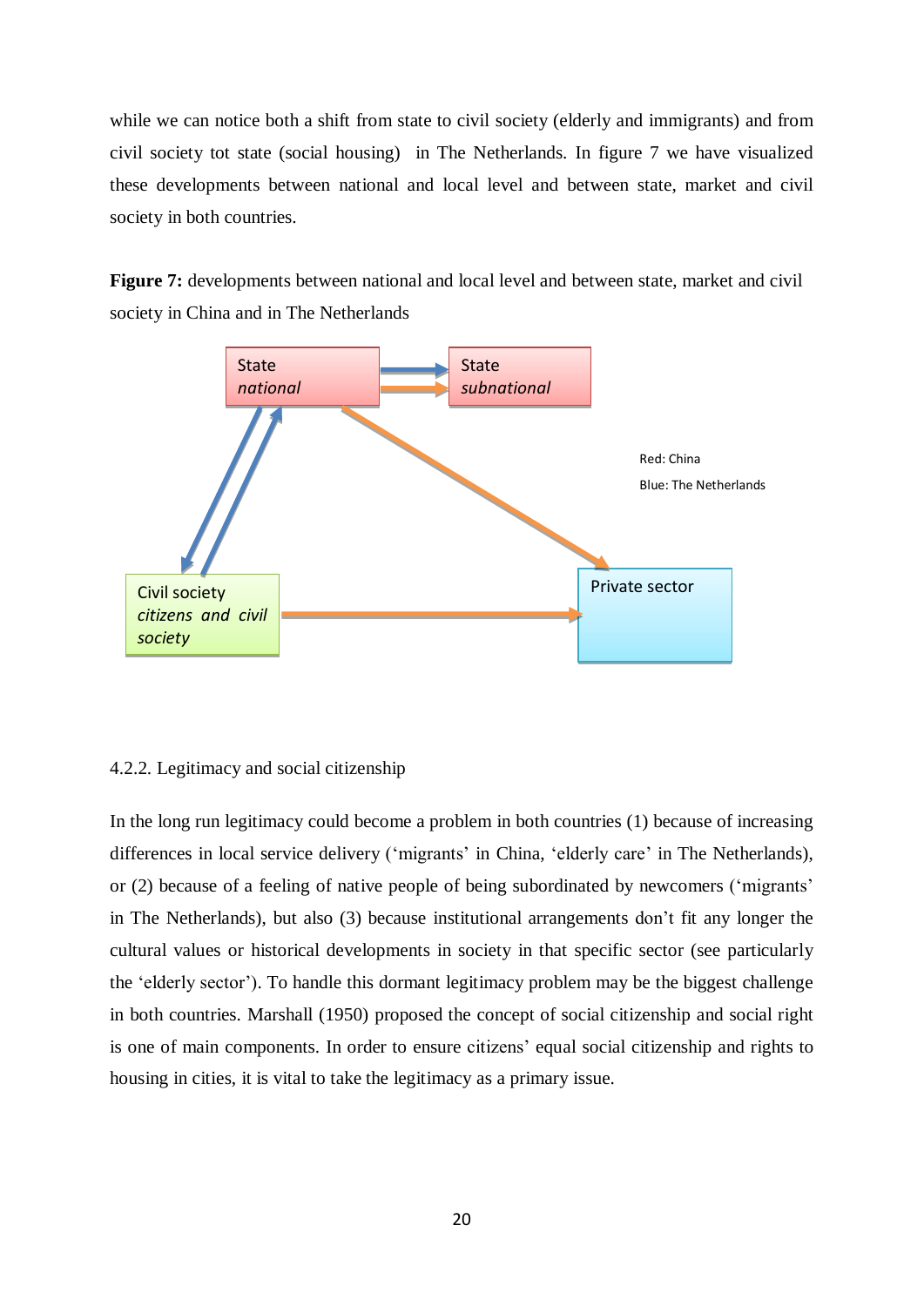while we can notice both a shift from state to civil society (elderly and immigrants) and from civil society tot state (social housing) in The Netherlands. In figure 7 we have visualized these developments between national and local level and between state, market and civil society in both countries.

**Figure 7:** developments between national and local level and between state, market and civil society in China and in The Netherlands

State *national*

State *subnational*

Red: China

Blue: The Netherlands

Civil society *citizens and civil society*

Private sector

4.2.2. Legitimacy and social citizenship

In the long run legitimacy could become a problem in both countries (1) because of increasing differences in local service delivery ('migrants' in China, 'elderly care' in The Netherlands), or (2) because of a feeling of native people of being subordinated by newcomers ('migrants' in The Netherlands), but also (3) because institutional arrangements don't fit any longer the cultural values or historical developments in society in that specific sector (see particularly the 'elderly sector'). To handle this dormant legitimacy problem may be the biggest challenge in both countries. Marshall (1950) proposed the concept of social citizenship and social right is one of main components. In order to ensure citizens' equal social citizenship and rights to housing in cities, it is vital to take the legitimacy as a primary issue.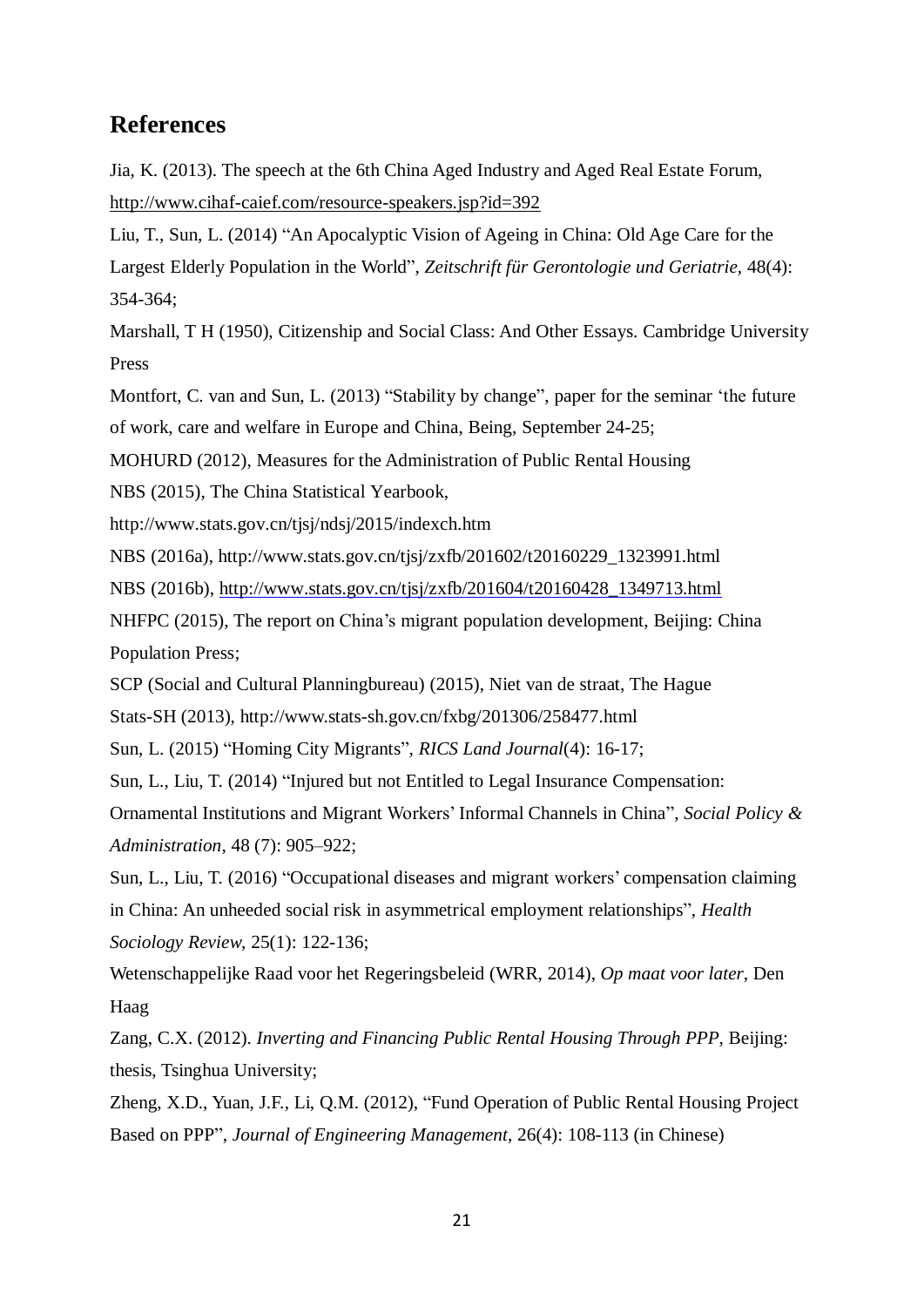## References

Jia, K. (2013). The speech at the 6th China Aged Industry and Aged Real Estate Forum, http://www.cihaf-caief.com/resource-speakers.jsp?id=392

Liu, T., Sun, L. (2014) "An Apocalyptic Vision of Ageing in China: Old Age Care for the Largest Elderly Population in the World", *Zeitschrift für Gerontologie und Geriatrie*, 48(4): 354-364;

Marshall, T H (1950), Citizenship and Social Class: And Other Essays. Cambridge University Press

Montfort, C. van and Sun, L. (2013) "Stability by change", paper for the seminar 'the future of work, care and welfare in Europe and China, Being, September 24-25;

MOHURD (2012), Measures for the Administration of Public Rental Housing

NBS (2015), The China Statistical Yearbook, http://www.stats.gov.cn/tjsj/ndsj/2015/indexch.htm

NBS (2016a), http://www.stats.gov.cn/tjsj/zxfb/201602/t20160229_1323991.html

NBS (2016b), http://www.stats.gov.cn/tjsj/zxfb/201604/t20160428_1349713.html

NHFPC (2015), The report on China's migrant population development, Beijing: China Population Press;

SCP (Social and Cultural Planningbureau) (2015), Niet van de straat, The Hague

Stats-SH (2013), http://www.stats-sh.gov.cn/fxbg/201306/258477.html

Sun, L. (2015) "Homing City Migrants", *RICS Land Journal*(4): 16-17;

Sun, L., Liu, T. (2014) "Injured but not Entitled to Legal Insurance Compensation: Ornamental Institutions and Migrant Workers' Informal Channels in China", *Social Policy & Administration*, 48 (7): 905–922;

Sun, L., Liu, T. (2016) "Occupational diseases and migrant workers' compensation claiming in China: An unheeded social risk in asymmetrical employment relationships", *Health Sociology Review*, 25(1): 122-136;

Wetenschappelijke Raad voor het Regeringsbeleid (WRR, 2014), *Op maat voor later*, Den Haag

Zang, C.X. (2012). *Inverting and Financing Public Rental Housing Through PPP*, Beijing: thesis, Tsinghua University;

Zheng, X.D., Yuan, J.F., Li, Q.M. (2012), "Fund Operation of Public Rental Housing Project Based on PPP", *Journal of Engineering Management*, 26(4): 108-113 (in Chinese)